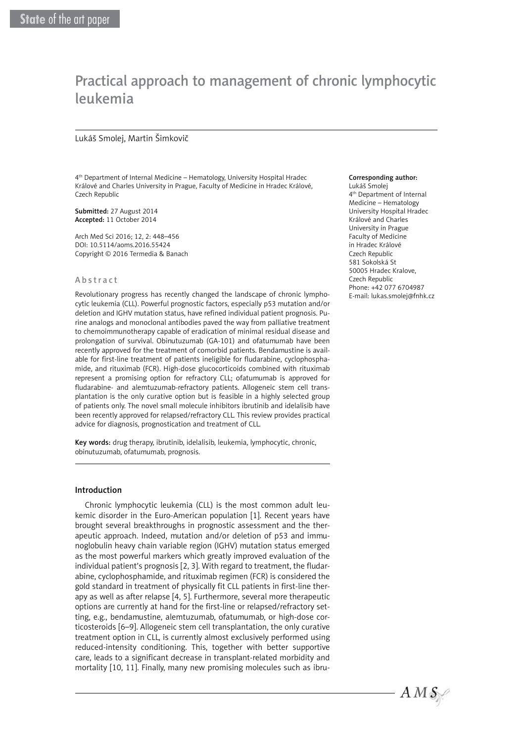State of the art paper

# Practical approach to management of chronic lymphocytic leukemia

Lukáš Smolej, Martin Šimkovič

4[th] Department of Internal Medicine – Hematology, University Hospital Hradec Králové and Charles University in Prague, Faculty of Medicine in Hradec Králové, Czech Republic

**Submitted:** 27 August 2014
**Accepted:** 11 October 2014

Arch Med Sci 2016; 12, 2: 448–456
DOI: 10.5114/aoms.2016.55424
Copyright © 2016 Termedia & Banach

**Corresponding author:**
Lukáš Smolej
4[th] Department of Internal Medicine – Hematology
University Hospital Hradec Králové and Charles University in Prague
Faculty of Medicine in Hradec Králové
Czech Republic
581 Sokolská St
50005 Hradec Kralove,
Czech Republic
Phone: +42 077 6704987
E-mail: lukas.smolej@fnhk.cz

## Abstract

Revolutionary progress has recently changed the landscape of chronic lymphocytic leukemia (CLL). Powerful prognostic factors, especially p53 mutation and/or deletion and IGHV mutation status, have refined individual patient prognosis. Purine analogs and monoclonal antibodies paved the way from palliative treatment to chemoimmunotherapy capable of eradication of minimal residual disease and prolongation of survival. Obinutuzumab (GA-101) and ofatumumab have been recently approved for the treatment of comorbid patients. Bendamustine is available for first-line treatment of patients ineligible for fludarabine, cyclophosphamide, and rituximab (FCR). High-dose glucocorticoids combined with rituximab represent a promising option for refractory CLL; ofatumumab is approved for fludarabine- and alemtuzumab-refractory patients. Allogeneic stem cell transplantation is the only curative option but is feasible in a highly selected group of patients only. The novel small molecule inhibitors ibrutinib and idelalisib have been recently approved for relapsed/refractory CLL. This review provides practical advice for diagnosis, prognostication and treatment of CLL.

**Key words:** drug therapy, ibrutinib, idelalisib, leukemia, lymphocytic, chronic, obinutuzumab, ofatumumab, prognosis.

## Introduction

Chronic lymphocytic leukemia (CLL) is the most common adult leukemic disorder in the Euro-American population [1]. Recent years have brought several breakthroughs in prognostic assessment and the therapeutic approach. Indeed, mutation and/or deletion of p53 and immunoglobulin heavy chain variable region (IGHV) mutation status emerged as the most powerful markers which greatly improved evaluation of the individual patient's prognosis [2, 3]. With regard to treatment, the fludarabine, cyclophosphamide, and rituximab regimen (FCR) is considered the gold standard in treatment of physically fit CLL patients in first-line therapy as well as after relapse [4, 5]. Furthermore, several more therapeutic options are currently at hand for the first-line or relapsed/refractory setting, e.g., bendamustine, alemtuzumab, ofatumumab, or high-dose corticosteroids [6–9]. Allogeneic stem cell transplantation, the only curative treatment option in CLL, is currently almost exclusively performed using reduced-intensity conditioning. This, together with better supportive care, leads to a significant decrease in transplant-related morbidity and mortality [10, 11]. Finally, many new promising molecules such as ibru-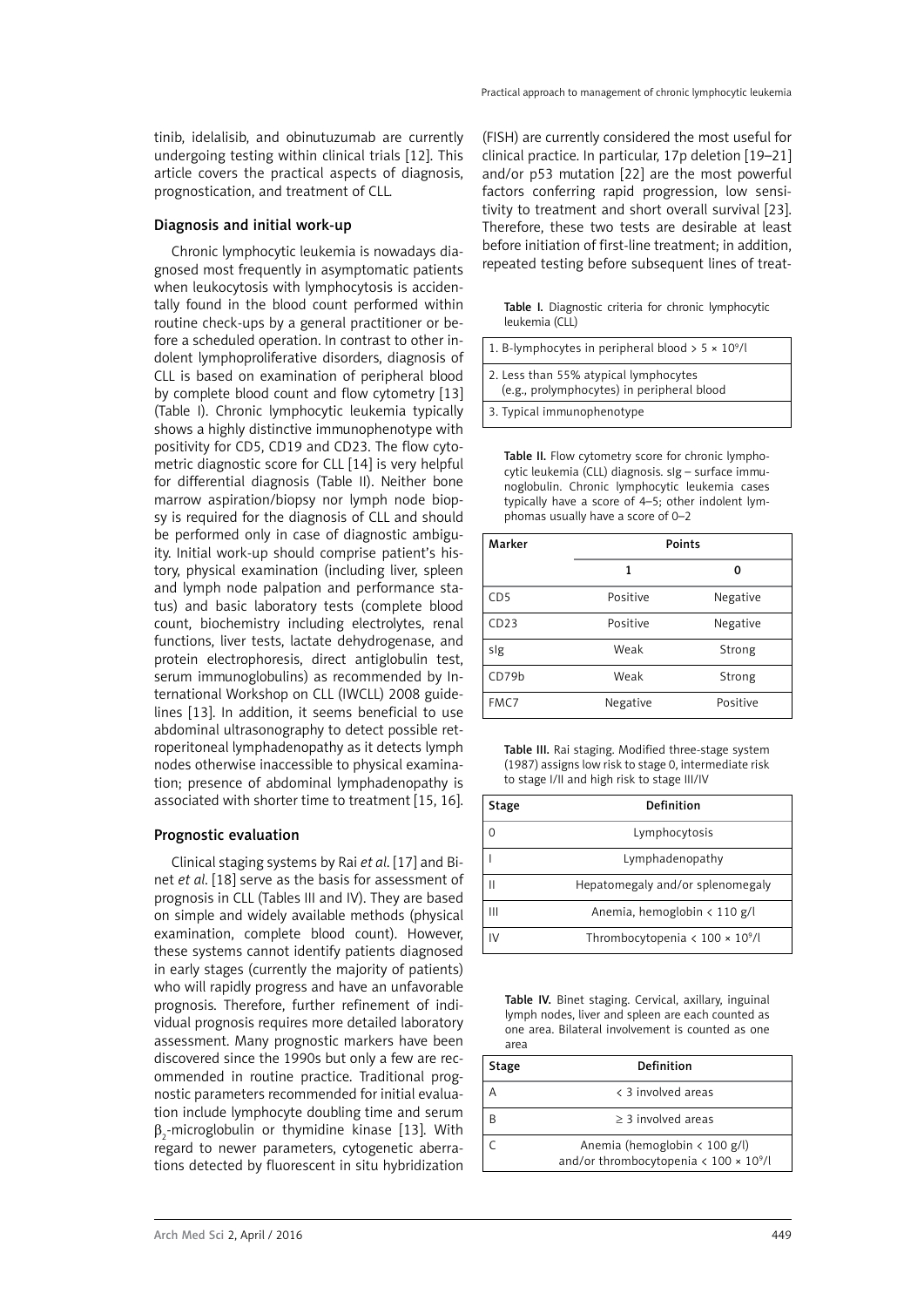tinib, idelalisib, and obinutuzumab are currently undergoing testing within clinical trials [12]. This article covers the practical aspects of diagnosis, prognostication, and treatment of CLL.

## Diagnosis and initial work-up

Chronic lymphocytic leukemia is nowadays diagnosed most frequently in asymptomatic patients when leukocytosis with lymphocytosis is accidentally found in the blood count performed within routine check-ups by a general practitioner or before a scheduled operation. In contrast to other indolent lymphoproliferative disorders, diagnosis of CLL is based on examination of peripheral blood by complete blood count and flow cytometry [13] (Table I). Chronic lymphocytic leukemia typically shows a highly distinctive immunophenotype with positivity for CD5, CD19 and CD23. The flow cytometric diagnostic score for CLL [14] is very helpful for differential diagnosis (Table II). Neither bone marrow aspiration/biopsy nor lymph node biopsy is required for the diagnosis of CLL and should be performed only in case of diagnostic ambiguity. Initial work-up should comprise patient's history, physical examination (including liver, spleen and lymph node palpation and performance status) and basic laboratory tests (complete blood count, biochemistry including electrolytes, renal functions, liver tests, lactate dehydrogenase, and protein electrophoresis, direct antiglobulin test, serum immunoglobulins) as recommended by International Workshop on CLL (IWCLL) 2008 guidelines [13]. In addition, it seems beneficial to use abdominal ultrasonography to detect possible retroperitoneal lymphadenopathy as it detects lymph nodes otherwise inaccessible to physical examination; presence of abdominal lymphadenopathy is associated with shorter time to treatment [15, 16].

## Prognostic evaluation

Clinical staging systems by Rai *et al*. [17] and Binet *et al*. [18] serve as the basis for assessment of prognosis in CLL (Tables III and IV). They are based on simple and widely available methods (physical examination, complete blood count). However, these systems cannot identify patients diagnosed in early stages (currently the majority of patients) who will rapidly progress and have an unfavorable prognosis. Therefore, further refinement of individual prognosis requires more detailed laboratory assessment. Many prognostic markers have been discovered since the 1990s but only a few are recommended in routine practice. Traditional prognostic parameters recommended for initial evaluation include lymphocyte doubling time and serum $\beta_2$-microglobulin or thymidine kinase [13]. With regard to newer parameters, cytogenetic aberrations detected by fluorescent in situ hybridization (FISH) are currently considered the most useful for clinical practice. In particular, 17p deletion [19–21] and/or p53 mutation [22] are the most powerful factors conferring rapid progression, low sensitivity to treatment and short overall survival [23]. Therefore, these two tests are desirable at least before initiation of first-line treatment; in addition, repeated testing before subsequent lines of treat-

**Table I.** Diagnostic criteria for chronic lymphocytic leukemia (CLL)

| |
|---|
| 1. B-lymphocytes in peripheral blood > 5 × $10^9$/l |
| 2. Less than 55% atypical lymphocytes (e.g., prolymphocytes) in peripheral blood |
| 3. Typical immunophenotype |

**Table II.** Flow cytometry score for chronic lymphocytic leukemia (CLL) diagnosis. sIg – surface immunoglobulin. Chronic lymphocytic leukemia cases typically have a score of 4–5; other indolent lymphomas usually have a score of 0–2

| Marker | Points | |
|---|---|---|
| | 1 | 0 |
| CD5 | Positive | Negative |
| CD23 | Positive | Negative |
| sIg | Weak | Strong |
| CD79b | Weak | Strong |
| FMC7 | Negative | Positive |

**Table III.** Rai staging. Modified three-stage system (1987) assigns low risk to stage 0, intermediate risk to stage I/II and high risk to stage III/IV

| Stage | Definition |
|---|---|
| 0 | Lymphocytosis |
| I | Lymphadenopathy |
| II | Hepatomegaly and/or splenomegaly |
| III | Anemia, hemoglobin < 110 g/l |
| IV | Thrombocytopenia < 100 × $10^9$/l |

**Table IV.** Binet staging. Cervical, axillary, inguinal lymph nodes, liver and spleen are each counted as one area. Bilateral involvement is counted as one area

| Stage | Definition |
|---|---|
| A | < 3 involved areas |
| B | ≥ 3 involved areas |
| C | Anemia (hemoglobin < 100 g/l) and/or thrombocytopenia < 100 × $10^9$/l |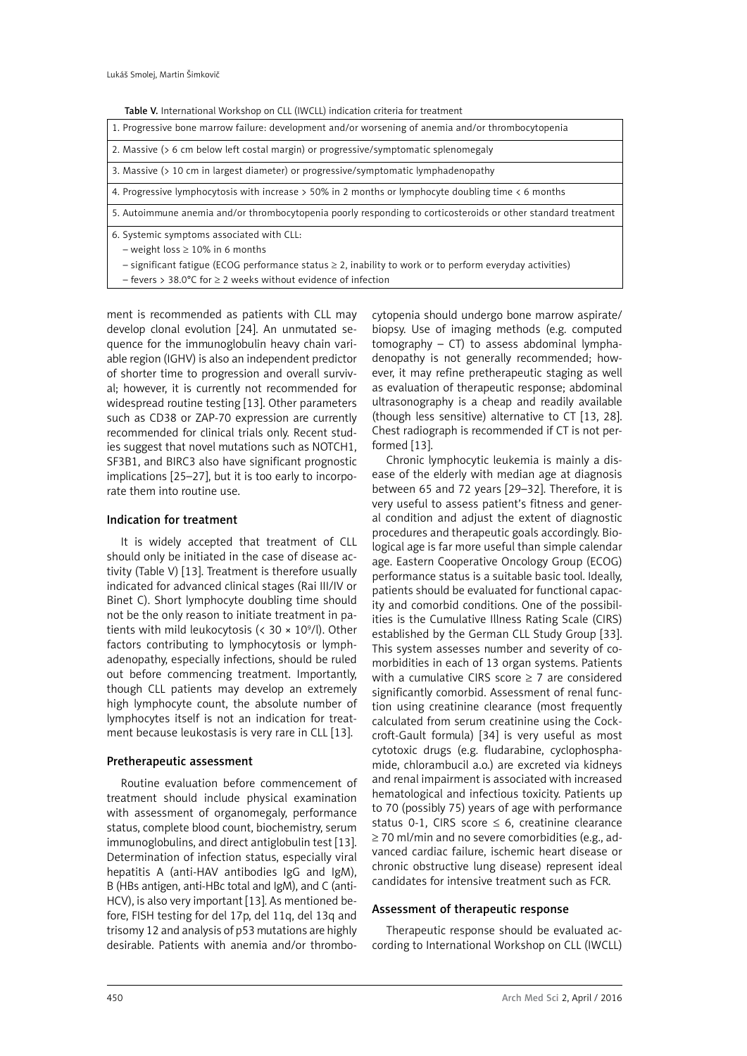Table V. International Workshop on CLL (IWCLL) indication criteria for treatment

| |
|---|
| 1. Progressive bone marrow failure: development and/or worsening of anemia and/or thrombocytopenia |
| 2. Massive (> 6 cm below left costal margin) or progressive/symptomatic splenomegaly |
| 3. Massive (> 10 cm in largest diameter) or progressive/symptomatic lymphadenopathy |
| 4. Progressive lymphocytosis with increase > 50% in 2 months or lymphocyte doubling time < 6 months |
| 5. Autoimmune anemia and/or thrombocytopenia poorly responding to corticosteroids or other standard treatment |
| 6. Systemic symptoms associated with CLL:<br>– weight loss ≥ 10% in 6 months<br>– significant fatigue (ECOG performance status ≥ 2, inability to work or to perform everyday activities)<br>– fevers > 38.0°C for ≥ 2 weeks without evidence of infection |

ment is recommended as patients with CLL may develop clonal evolution [24]. An unmutated sequence for the immunoglobulin heavy chain variable region (IGHV) is also an independent predictor of shorter time to progression and overall survival; however, it is currently not recommended for widespread routine testing [13]. Other parameters such as CD38 or ZAP-70 expression are currently recommended for clinical trials only. Recent studies suggest that novel mutations such as NOTCH1, SF3B1, and BIRC3 also have significant prognostic implications [25–27], but it is too early to incorporate them into routine use.

## Indication for treatment

It is widely accepted that treatment of CLL should only be initiated in the case of disease activity (Table V) [13]. Treatment is therefore usually indicated for advanced clinical stages (Rai III/IV or Binet C). Short lymphocyte doubling time should not be the only reason to initiate treatment in patients with mild leukocytosis (< 30 × $10^9$/l). Other factors contributing to lymphocytosis or lymphadenopathy, especially infections, should be ruled out before commencing treatment. Importantly, though CLL patients may develop an extremely high lymphocyte count, the absolute number of lymphocytes itself is not an indication for treatment because leukostasis is very rare in CLL [13].

## Pretherapeutic assessment

Routine evaluation before commencement of treatment should include physical examination with assessment of organomegaly, performance status, complete blood count, biochemistry, serum immunoglobulins, and direct antiglobulin test [13]. Determination of infection status, especially viral hepatitis A (anti-HAV antibodies IgG and IgM), B (HBs antigen, anti-HBc total and IgM), and C (anti-HCV), is also very important [13]. As mentioned before, FISH testing for del 17p, del 11q, del 13q and trisomy 12 and analysis of p53 mutations are highly desirable. Patients with anemia and/or thrombocytopenia should undergo bone marrow aspirate/biopsy. Use of imaging methods (e.g. computed tomography – CT) to assess abdominal lymphadenopathy is not generally recommended; however, it may refine pretherapeutic staging as well as evaluation of therapeutic response; abdominal ultrasonography is a cheap and readily available (though less sensitive) alternative to CT [13, 28]. Chest radiograph is recommended if CT is not performed [13].

Chronic lymphocytic leukemia is mainly a disease of the elderly with median age at diagnosis between 65 and 72 years [29–32]. Therefore, it is very useful to assess patient's fitness and general condition and adjust the extent of diagnostic procedures and therapeutic goals accordingly. Biological age is far more useful than simple calendar age. Eastern Cooperative Oncology Group (ECOG) performance status is a suitable basic tool. Ideally, patients should be evaluated for functional capacity and comorbid conditions. One of the possibilities is the Cumulative Illness Rating Scale (CIRS) established by the German CLL Study Group [33]. This system assesses number and severity of comorbidities in each of 13 organ systems. Patients with a cumulative CIRS score ≥ 7 are considered significantly comorbid. Assessment of renal function using creatinine clearance (most frequently calculated from serum creatinine using the Cockcroft-Gault formula) [34] is very useful as most cytotoxic drugs (e.g. fludarabine, cyclophosphamide, chlorambucil a.o.) are excreted via kidneys and renal impairment is associated with increased hematological and infectious toxicity. Patients up to 70 (possibly 75) years of age with performance status 0-1, CIRS score ≤ 6, creatinine clearance ≥ 70 ml/min and no severe comorbidities (e.g., advanced cardiac failure, ischemic heart disease or chronic obstructive lung disease) represent ideal candidates for intensive treatment such as FCR.

## Assessment of therapeutic response

Therapeutic response should be evaluated according to International Workshop on CLL (IWCLL)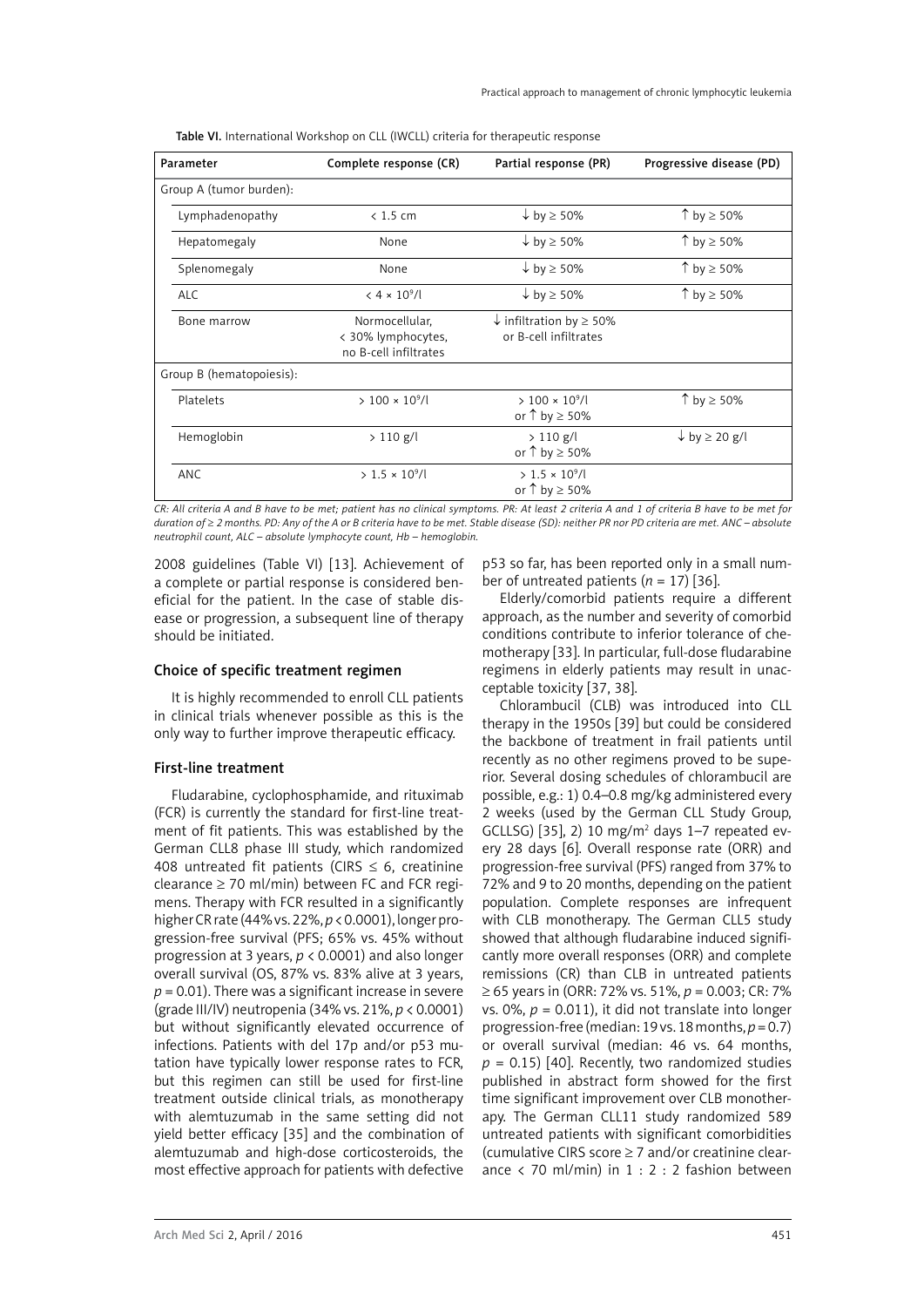Table VI. International Workshop on CLL (IWCLL) criteria for therapeutic response

| Parameter | Complete response (CR) | Partial response (PR) | Progressive disease (PD) |
|---|---|---|---|
| Group A (tumor burden): | | | |
| Lymphadenopathy | < 1.5 cm | ↓ by ≥ 50% | ↑ by ≥ 50% |
| Hepatomegaly | None | ↓ by ≥ 50% | ↑ by ≥ 50% |
| Splenomegaly | None | ↓ by ≥ 50% | ↑ by ≥ 50% |
| ALC | $< 4 \times 10^9$/l | ↓ by ≥ 50% | ↑ by ≥ 50% |
| Bone marrow | Normocellular, < 30% lymphocytes, no B-cell infiltrates | ↓ infiltration by ≥ 50% or B-cell infiltrates | |
| Group B (hematopoiesis): | | | |
| Platelets | $> 100 \times 10^9$/l | $> 100 \times 10^9$/l or ↑ by ≥ 50% | ↑ by ≥ 50% |
| Hemoglobin | > 110 g/l | > 110 g/l or ↑ by ≥ 50% | ↓ by ≥ 20 g/l |
| ANC | $> 1.5 \times 10^9$/l | $> 1.5 \times 10^9$/l or ↑ by ≥ 50% | |

*CR: All criteria A and B have to be met; patient has no clinical symptoms. PR: At least 2 criteria A and 1 of criteria B have to be met for duration of ≥ 2 months. PD: Any of the A or B criteria have to be met. Stable disease (SD): neither PR nor PD criteria are met. ANC – absolute neutrophil count, ALC – absolute lymphocyte count, Hb – hemoglobin.*

2008 guidelines (Table VI) [13]. Achievement of a complete or partial response is considered beneficial for the patient. In the case of stable disease or progression, a subsequent line of therapy should be initiated.

## Choice of specific treatment regimen

It is highly recommended to enroll CLL patients in clinical trials whenever possible as this is the only way to further improve therapeutic efficacy.

## First-line treatment

Fludarabine, cyclophosphamide, and rituximab (FCR) is currently the standard for first-line treatment of fit patients. This was established by the German CLL8 phase III study, which randomized 408 untreated fit patients (CIRS ≤ 6, creatinine clearance ≥ 70 ml/min) between FC and FCR regimens. Therapy with FCR resulted in a significantly higher CR rate (44% vs. 22%, $p < 0.0001$), longer progression-free survival (PFS; 65% vs. 45% without progression at 3 years, $p < 0.0001$) and also longer overall survival (OS, 87% vs. 83% alive at 3 years, $p = 0.01$). There was a significant increase in severe (grade III/IV) neutropenia (34% vs. 21%, $p < 0.0001$) but without significantly elevated occurrence of infections. Patients with del 17p and/or p53 mutation have typically lower response rates to FCR, but this regimen can still be used for first-line treatment outside clinical trials, as monotherapy with alemtuzumab in the same setting did not yield better efficacy [35] and the combination of alemtuzumab and high-dose corticosteroids, the most effective approach for patients with defective p53 so far, has been reported only in a small number of untreated patients ($n = 17$) [36].

Elderly/comorbid patients require a different approach, as the number and severity of comorbid conditions contribute to inferior tolerance of chemotherapy [33]. In particular, full-dose fludarabine regimens in elderly patients may result in unacceptable toxicity [37, 38].

Chlorambucil (CLB) was introduced into CLL therapy in the 1950s [39] but could be considered the backbone of treatment in frail patients until recently as no other regimens proved to be superior. Several dosing schedules of chlorambucil are possible, e.g.: 1) 0.4–0.8 mg/kg administered every 2 weeks (used by the German CLL Study Group, GCLLSG) [35], 2) 10 mg/m$^2$ days 1–7 repeated every 28 days [6]. Overall response rate (ORR) and progression-free survival (PFS) ranged from 37% to 72% and 9 to 20 months, depending on the patient population. Complete responses are infrequent with CLB monotherapy. The German CLL5 study showed that although fludarabine induced significantly more overall responses (ORR) and complete remissions (CR) than CLB in untreated patients ≥ 65 years in (ORR: 72% vs. 51%, $p = 0.003$; CR: 7% vs. 0%, $p = 0.011$), it did not translate into longer progression-free (median: 19 vs. 18 months, $p = 0.7$) or overall survival (median: 46 vs. 64 months, $p = 0.15$) [40]. Recently, two randomized studies published in abstract form showed for the first time significant improvement over CLB monotherapy. The German CLL11 study randomized 589 untreated patients with significant comorbidities (cumulative CIRS score ≥ 7 and/or creatinine clearance < 70 ml/min) in 1 : 2 : 2 fashion between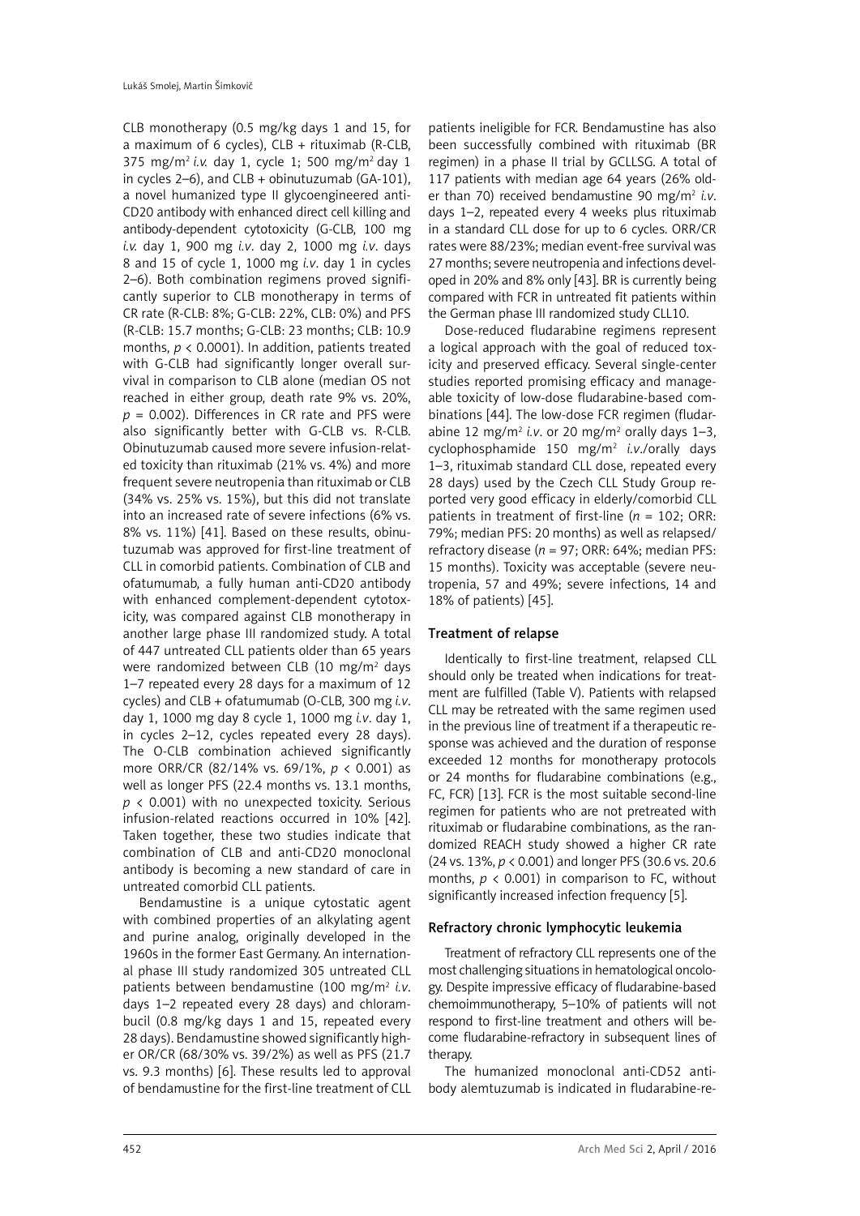CLB monotherapy (0.5 mg/kg days 1 and 15, for a maximum of 6 cycles), CLB + rituximab (R-CLB, 375 mg/m[2] *i.v.* day 1, cycle 1; 500 mg/m[2] day 1 in cycles 2–6), and CLB + obinutuzumab (GA-101), a novel humanized type II glycoengineered anti-CD20 antibody with enhanced direct cell killing and antibody-dependent cytotoxicity (G-CLB, 100 mg *i.v.* day 1, 900 mg *i.v*. day 2, 1000 mg *i.v*. days 8 and 15 of cycle 1, 1000 mg *i.v*. day 1 in cycles 2–6). Both combination regimens proved significantly superior to CLB monotherapy in terms of CR rate (R-CLB: 8%; G-CLB: 22%, CLB: 0%) and PFS (R-CLB: 15.7 months; G-CLB: 23 months; CLB: 10.9 months, $p < 0.0001$). In addition, patients treated with G-CLB had significantly longer overall survival in comparison to CLB alone (median OS not reached in either group, death rate 9% vs. 20%, $p = 0.002$). Differences in CR rate and PFS were also significantly better with G-CLB vs. R-CLB. Obinutuzumab caused more severe infusion-related toxicity than rituximab (21% vs. 4%) and more frequent severe neutropenia than rituximab or CLB (34% vs. 25% vs. 15%), but this did not translate into an increased rate of severe infections (6% vs. 8% vs. 11%) [41]. Based on these results, obinutuzumab was approved for first-line treatment of CLL in comorbid patients. Combination of CLB and ofatumumab, a fully human anti-CD20 antibody with enhanced complement-dependent cytotoxicity, was compared against CLB monotherapy in another large phase III randomized study. A total of 447 untreated CLL patients older than 65 years were randomized between CLB (10 mg/m[2] days 1–7 repeated every 28 days for a maximum of 12 cycles) and CLB + ofatumumab (O-CLB, 300 mg *i.v*. day 1, 1000 mg day 8 cycle 1, 1000 mg *i.v*. day 1, in cycles 2–12, cycles repeated every 28 days). The O-CLB combination achieved significantly more ORR/CR (82/14% vs. 69/1%, $p < 0.001$) as well as longer PFS (22.4 months vs. 13.1 months, $p < 0.001$) with no unexpected toxicity. Serious infusion-related reactions occurred in 10% [42]. Taken together, these two studies indicate that combination of CLB and anti-CD20 monoclonal antibody is becoming a new standard of care in untreated comorbid CLL patients.

Bendamustine is a unique cytostatic agent with combined properties of an alkylating agent and purine analog, originally developed in the 1960s in the former East Germany. An international phase III study randomized 305 untreated CLL patients between bendamustine (100 mg/m[2] *i.v*. days 1–2 repeated every 28 days) and chlorambucil (0.8 mg/kg days 1 and 15, repeated every 28 days). Bendamustine showed significantly higher OR/CR (68/30% vs. 39/2%) as well as PFS (21.7 vs. 9.3 months) [6]. These results led to approval of bendamustine for the first-line treatment of CLL patients ineligible for FCR. Bendamustine has also been successfully combined with rituximab (BR regimen) in a phase II trial by GCLLSG. A total of 117 patients with median age 64 years (26% older than 70) received bendamustine 90 mg/m[2] *i.v*. days 1–2, repeated every 4 weeks plus rituximab in a standard CLL dose for up to 6 cycles. ORR/CR rates were 88/23%; median event-free survival was 27 months; severe neutropenia and infections developed in 20% and 8% only [43]. BR is currently being compared with FCR in untreated fit patients within the German phase III randomized study CLL10.

Dose-reduced fludarabine regimens represent a logical approach with the goal of reduced toxicity and preserved efficacy. Several single-center studies reported promising efficacy and manageable toxicity of low-dose fludarabine-based combinations [44]. The low-dose FCR regimen (fludarabine 12 mg/m[2] *i.v*. or 20 mg/m[2] orally days 1–3, cyclophosphamide 150 mg/m[2] *i.v*./orally days 1–3, rituximab standard CLL dose, repeated every 28 days) used by the Czech CLL Study Group reported very good efficacy in elderly/comorbid CLL patients in treatment of first-line ($n = 102$; ORR: 79%; median PFS: 20 months) as well as relapsed/refractory disease ($n = 97$; ORR: 64%; median PFS: 15 months). Toxicity was acceptable (severe neutropenia, 57 and 49%; severe infections, 14 and 18% of patients) [45].

### Treatment of relapse

Identically to first-line treatment, relapsed CLL should only be treated when indications for treatment are fulfilled (Table V). Patients with relapsed CLL may be retreated with the same regimen used in the previous line of treatment if a therapeutic response was achieved and the duration of response exceeded 12 months for monotherapy protocols or 24 months for fludarabine combinations (e.g., FC, FCR) [13]. FCR is the most suitable second-line regimen for patients who are not pretreated with rituximab or fludarabine combinations, as the randomized REACH study showed a higher CR rate (24 vs. 13%, $p < 0.001$) and longer PFS (30.6 vs. 20.6 months, $p < 0.001$) in comparison to FC, without significantly increased infection frequency [5].

### Refractory chronic lymphocytic leukemia

Treatment of refractory CLL represents one of the most challenging situations in hematological oncology. Despite impressive efficacy of fludarabine-based chemoimmunotherapy, 5–10% of patients will not respond to first-line treatment and others will become fludarabine-refractory in subsequent lines of therapy.

The humanized monoclonal anti-CD52 antibody alemtuzumab is indicated in fludarabine-re-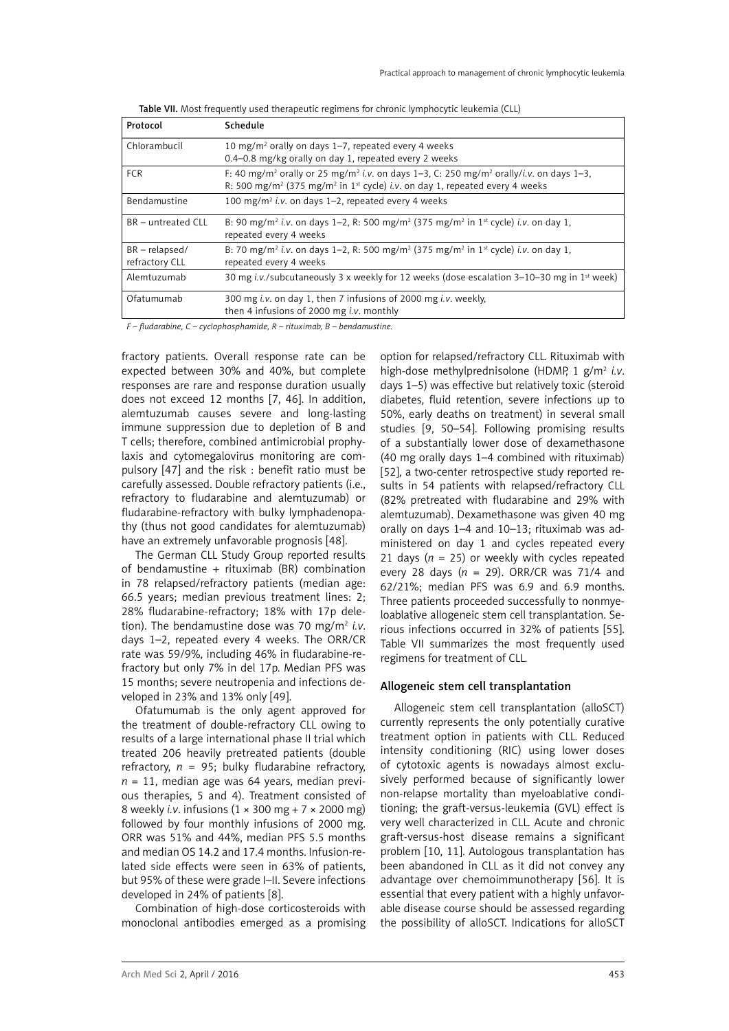Table VII. Most frequently used therapeutic regimens for chronic lymphocytic leukemia (CLL)

| Protocol | Schedule |
|---|---|
| Chlorambucil | 10 mg/m$^2$ orally on days 1–7, repeated every 4 weeks<br>0.4–0.8 mg/kg orally on day 1, repeated every 2 weeks |
| FCR | F: 40 mg/m$^2$ orally or 25 mg/m$^2$ *i.v.* on days 1–3, C: 250 mg/m$^2$ orally/*i.v.* on days 1–3, R: 500 mg/m$^2$ (375 mg/m$^2$ in 1st cycle) *i.v.* on day 1, repeated every 4 weeks |
| Bendamustine | 100 mg/m$^2$ *i.v.* on days 1–2, repeated every 4 weeks |
| BR – untreated CLL | B: 90 mg/m$^2$ *i.v.* on days 1–2, R: 500 mg/m$^2$ (375 mg/m$^2$ in 1st cycle) *i.v.* on day 1, repeated every 4 weeks |
| BR – relapsed/ refractory CLL | B: 70 mg/m$^2$ *i.v.* on days 1–2, R: 500 mg/m$^2$ (375 mg/m$^2$ in 1st cycle) *i.v.* on day 1, repeated every 4 weeks |
| Alemtuzumab | 30 mg *i.v.*/subcutaneously 3 x weekly for 12 weeks (dose escalation 3–10–30 mg in 1st week) |
| Ofatumumab | 300 mg *i.v.* on day 1, then 7 infusions of 2000 mg *i.v.* weekly, then 4 infusions of 2000 mg *i.v.* monthly |

*F – fludarabine, C – cyclophosphamide, R – rituximab, B – bendamustine.*

fractory patients. Overall response rate can be expected between 30% and 40%, but complete responses are rare and response duration usually does not exceed 12 months [7, 46]. In addition, alemtuzumab causes severe and long-lasting immune suppression due to depletion of B and T cells; therefore, combined antimicrobial prophylaxis and cytomegalovirus monitoring are compulsory [47] and the risk : benefit ratio must be carefully assessed. Double refractory patients (i.e., refractory to fludarabine and alemtuzumab) or fludarabine-refractory with bulky lymphadenopathy (thus not good candidates for alemtuzumab) have an extremely unfavorable prognosis [48].

The German CLL Study Group reported results of bendamustine + rituximab (BR) combination in 78 relapsed/refractory patients (median age: 66.5 years; median previous treatment lines: 2; 28% fludarabine-refractory; 18% with 17p deletion). The bendamustine dose was 70 mg/m$^2$ *i.v.* days 1–2, repeated every 4 weeks. The ORR/CR rate was 59/9%, including 46% in fludarabine-refractory but only 7% in del 17p. Median PFS was 15 months; severe neutropenia and infections developed in 23% and 13% only [49].

Ofatumumab is the only agent approved for the treatment of double-refractory CLL owing to results of a large international phase II trial which treated 206 heavily pretreated patients (double refractory, $n$ = 95; bulky fludarabine refractory, $n$ = 11, median age was 64 years, median previous therapies, 5 and 4). Treatment consisted of 8 weekly *i.v.* infusions (1 × 300 mg + 7 × 2000 mg) followed by four monthly infusions of 2000 mg. ORR was 51% and 44%, median PFS 5.5 months and median OS 14.2 and 17.4 months. Infusion-related side effects were seen in 63% of patients, but 95% of these were grade I–II. Severe infections developed in 24% of patients [8].

Combination of high-dose corticosteroids with monoclonal antibodies emerged as a promising option for relapsed/refractory CLL. Rituximab with high-dose methylprednisolone (HDMP, 1 g/m$^2$ *i.v.* days 1–5) was effective but relatively toxic (steroid diabetes, fluid retention, severe infections up to 50%, early deaths on treatment) in several small studies [9, 50–54]. Following promising results of a substantially lower dose of dexamethasone (40 mg orally days 1–4 combined with rituximab) [52], a two-center retrospective study reported results in 54 patients with relapsed/refractory CLL (82% pretreated with fludarabine and 29% with alemtuzumab). Dexamethasone was given 40 mg orally on days 1–4 and 10–13; rituximab was administered on day 1 and cycles repeated every 21 days ($n$ = 25) or weekly with cycles repeated every 28 days ($n$ = 29). ORR/CR was 71/4 and 62/21%; median PFS was 6.9 and 6.9 months. Three patients proceeded successfully to nonmyeloablative allogeneic stem cell transplantation. Serious infections occurred in 32% of patients [55]. Table VII summarizes the most frequently used regimens for treatment of CLL.

## Allogeneic stem cell transplantation

Allogeneic stem cell transplantation (alloSCT) currently represents the only potentially curative treatment option in patients with CLL. Reduced intensity conditioning (RIC) using lower doses of cytotoxic agents is nowadays almost exclusively performed because of significantly lower non-relapse mortality than myeloablative conditioning; the graft-versus-leukemia (GVL) effect is very well characterized in CLL. Acute and chronic graft-versus-host disease remains a significant problem [10, 11]. Autologous transplantation has been abandoned in CLL as it did not convey any advantage over chemoimmunotherapy [56]. It is essential that every patient with a highly unfavorable disease course should be assessed regarding the possibility of alloSCT. Indications for alloSCT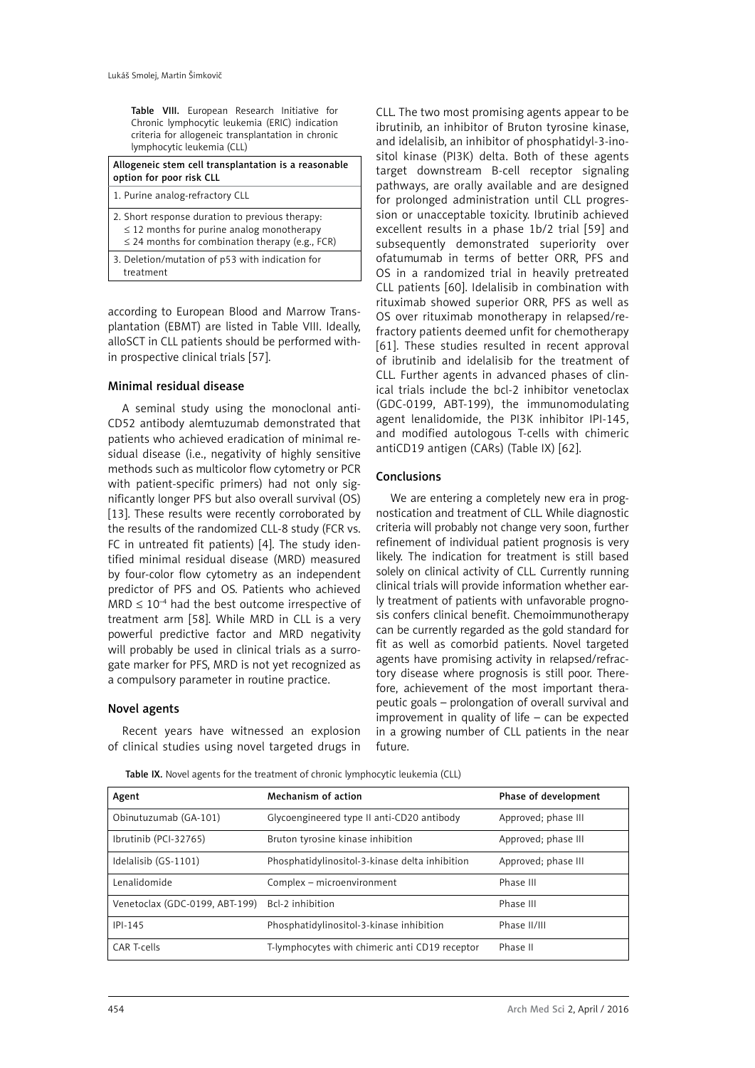**Table VIII.** European Research Initiative for Chronic lymphocytic leukemia (ERIC) indication criteria for allogeneic transplantation in chronic lymphocytic leukemia (CLL)

| Allogeneic stem cell transplantation is a reasonable option for poor risk CLL |
|---|
| 1. Purine analog-refractory CLL |
| 2. Short response duration to previous therapy: ≤ 12 months for purine analog monotherapy ≤ 24 months for combination therapy (e.g., FCR) |
| 3. Deletion/mutation of p53 with indication for treatment |

according to European Blood and Marrow Transplantation (EBMT) are listed in Table VIII. Ideally, alloSCT in CLL patients should be performed within prospective clinical trials [57].

## Minimal residual disease

A seminal study using the monoclonal anti-CD52 antibody alemtuzumab demonstrated that patients who achieved eradication of minimal residual disease (i.e., negativity of highly sensitive methods such as multicolor flow cytometry or PCR with patient-specific primers) had not only significantly longer PFS but also overall survival (OS) [13]. These results were recently corroborated by the results of the randomized CLL-8 study (FCR vs. FC in untreated fit patients) [4]. The study identified minimal residual disease (MRD) measured by four-color flow cytometry as an independent predictor of PFS and OS. Patients who achieved MRD $\leq 10^{-4}$ had the best outcome irrespective of treatment arm [58]. While MRD in CLL is a very powerful predictive factor and MRD negativity will probably be used in clinical trials as a surrogate marker for PFS, MRD is not yet recognized as a compulsory parameter in routine practice.

## Novel agents

Recent years have witnessed an explosion of clinical studies using novel targeted drugs in CLL. The two most promising agents appear to be ibrutinib, an inhibitor of Bruton tyrosine kinase, and idelalisib, an inhibitor of phosphatidyl-3-inositol kinase (PI3K) delta. Both of these agents target downstream B-cell receptor signaling pathways, are orally available and are designed for prolonged administration until CLL progression or unacceptable toxicity. Ibrutinib achieved excellent results in a phase 1b/2 trial [59] and subsequently demonstrated superiority over ofatumumab in terms of better ORR, PFS and OS in a randomized trial in heavily pretreated CLL patients [60]. Idelalisib in combination with rituximab showed superior ORR, PFS as well as OS over rituximab monotherapy in relapsed/refractory patients deemed unfit for chemotherapy [61]. These studies resulted in recent approval of ibrutinib and idelalisib for the treatment of CLL. Further agents in advanced phases of clinical trials include the bcl-2 inhibitor venetoclax (GDC-0199, ABT-199), the immunomodulating agent lenalidomide, the PI3K inhibitor IPI-145, and modified autologous T-cells with chimeric antiCD19 antigen (CARs) (Table IX) [62].

## Conclusions

We are entering a completely new era in prognostication and treatment of CLL. While diagnostic criteria will probably not change very soon, further refinement of individual patient prognosis is very likely. The indication for treatment is still based solely on clinical activity of CLL. Currently running clinical trials will provide information whether early treatment of patients with unfavorable prognosis confers clinical benefit. Chemoimmunotherapy can be currently regarded as the gold standard for fit as well as comorbid patients. Novel targeted agents have promising activity in relapsed/refractory disease where prognosis is still poor. Therefore, achievement of the most important therapeutic goals – prolongation of overall survival and improvement in quality of life – can be expected in a growing number of CLL patients in the near future.

**Table IX.** Novel agents for the treatment of chronic lymphocytic leukemia (CLL)

| Agent | Mechanism of action | Phase of development |
|---|---|---|
| Obinutuzumab (GA-101) | Glycoengineered type II anti-CD20 antibody | Approved; phase III |
| Ibrutinib (PCI-32765) | Bruton tyrosine kinase inhibition | Approved; phase III |
| Idelalisib (GS-1101) | Phosphatidylinositol-3-kinase delta inhibition | Approved; phase III |
| Lenalidomide | Complex – microenvironment | Phase III |
| Venetoclax (GDC-0199, ABT-199) | Bcl-2 inhibition | Phase III |
| IPI-145 | Phosphatidylinositol-3-kinase inhibition | Phase II/III |
| CAR T-cells | T-lymphocytes with chimeric anti CD19 receptor | Phase II |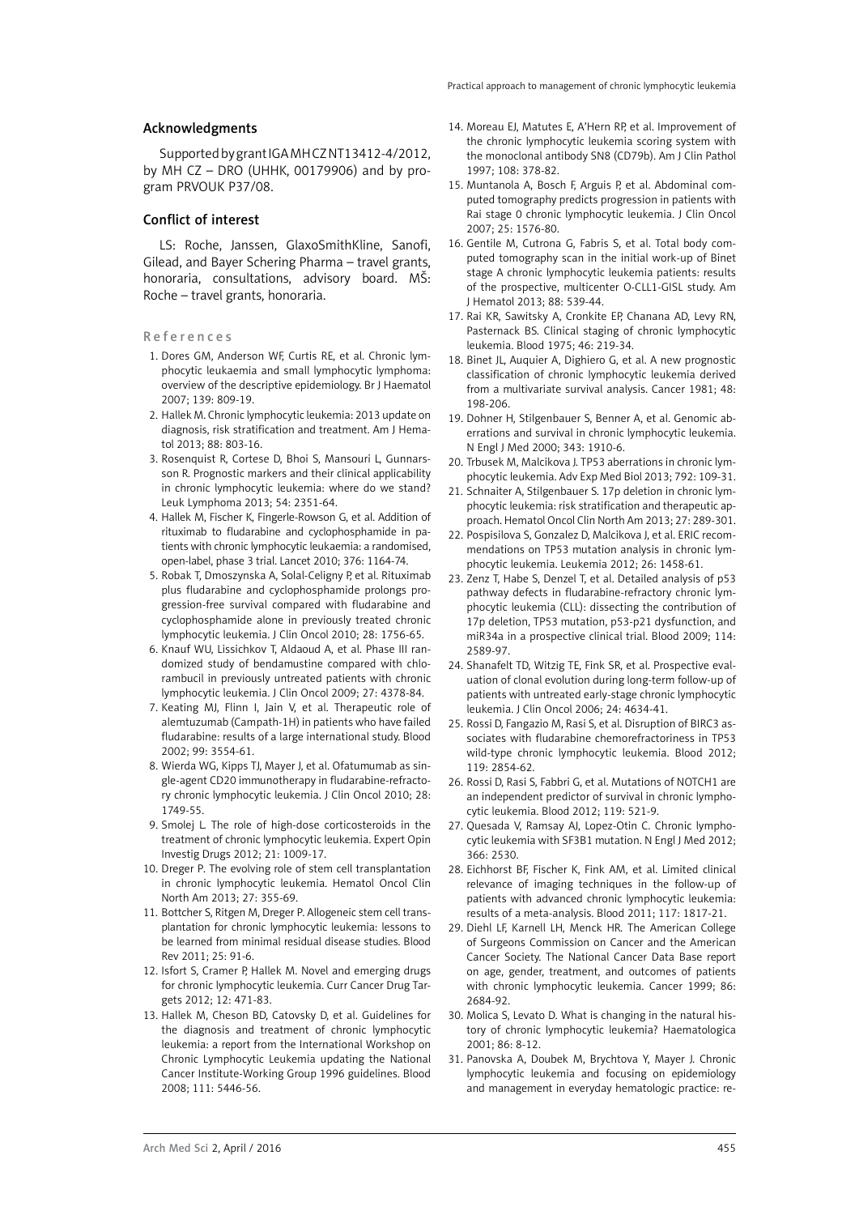## Acknowledgments

Supported by grant IGA MH CZ NT13412-4/2012, by MH CZ – DRO (UHHK, 00179906) and by program PRVOUK P37/08.

## Conflict of interest

LS: Roche, Janssen, GlaxoSmithKline, Sanofi, Gilead, and Bayer Schering Pharma – travel grants, honoraria, consultations, advisory board. MŠ: Roche – travel grants, honoraria.

## References

1. Dores GM, Anderson WF, Curtis RE, et al. Chronic lymphocytic leukaemia and small lymphocytic lymphoma: overview of the descriptive epidemiology. Br J Haematol 2007; 139: 809-19.
2. Hallek M. Chronic lymphocytic leukemia: 2013 update on diagnosis, risk stratification and treatment. Am J Hematol 2013; 88: 803-16.
3. Rosenquist R, Cortese D, Bhoi S, Mansouri L, Gunnarsson R. Prognostic markers and their clinical applicability in chronic lymphocytic leukemia: where do we stand? Leuk Lymphoma 2013; 54: 2351-64.
4. Hallek M, Fischer K, Fingerle-Rowson G, et al. Addition of rituximab to fludarabine and cyclophosphamide in patients with chronic lymphocytic leukaemia: a randomised, open-label, phase 3 trial. Lancet 2010; 376: 1164-74.
5. Robak T, Dmoszynska A, Solal-Celigny P, et al. Rituximab plus fludarabine and cyclophosphamide prolongs progression-free survival compared with fludarabine and cyclophosphamide alone in previously treated chronic lymphocytic leukemia. J Clin Oncol 2010; 28: 1756-65.
6. Knauf WU, Lissichkov T, Aldaoud A, et al. Phase III randomized study of bendamustine compared with chlorambucil in previously untreated patients with chronic lymphocytic leukemia. J Clin Oncol 2009; 27: 4378-84.
7. Keating MJ, Flinn I, Jain V, et al. Therapeutic role of alemtuzumab (Campath-1H) in patients who have failed fludarabine: results of a large international study. Blood 2002; 99: 3554-61.
8. Wierda WG, Kipps TJ, Mayer J, et al. Ofatumumab as single-agent CD20 immunotherapy in fludarabine-refractory chronic lymphocytic leukemia. J Clin Oncol 2010; 28: 1749-55.
9. Smolej L. The role of high-dose corticosteroids in the treatment of chronic lymphocytic leukemia. Expert Opin Investig Drugs 2012; 21: 1009-17.
10. Dreger P. The evolving role of stem cell transplantation in chronic lymphocytic leukemia. Hematol Oncol Clin North Am 2013; 27: 355-69.
11. Bottcher S, Ritgen M, Dreger P. Allogeneic stem cell transplantation for chronic lymphocytic leukemia: lessons to be learned from minimal residual disease studies. Blood Rev 2011; 25: 91-6.
12. Isfort S, Cramer P, Hallek M. Novel and emerging drugs for chronic lymphocytic leukemia. Curr Cancer Drug Targets 2012; 12: 471-83.
13. Hallek M, Cheson BD, Catovsky D, et al. Guidelines for the diagnosis and treatment of chronic lymphocytic leukemia: a report from the International Workshop on Chronic Lymphocytic Leukemia updating the National Cancer Institute-Working Group 1996 guidelines. Blood 2008; 111: 5446-56.
14. Moreau EJ, Matutes E, A'Hern RP, et al. Improvement of the chronic lymphocytic leukemia scoring system with the monoclonal antibody SN8 (CD79b). Am J Clin Pathol 1997; 108: 378-82.
15. Muntanola A, Bosch F, Arguis P, et al. Abdominal computed tomography predicts progression in patients with Rai stage 0 chronic lymphocytic leukemia. J Clin Oncol 2007; 25: 1576-80.
16. Gentile M, Cutrona G, Fabris S, et al. Total body computed tomography scan in the initial work-up of Binet stage A chronic lymphocytic leukemia patients: results of the prospective, multicenter O-CLL1-GISL study. Am J Hematol 2013; 88: 539-44.
17. Rai KR, Sawitsky A, Cronkite EP, Chanana AD, Levy RN, Pasternack BS. Clinical staging of chronic lymphocytic leukemia. Blood 1975; 46: 219-34.
18. Binet JL, Auquier A, Dighiero G, et al. A new prognostic classification of chronic lymphocytic leukemia derived from a multivariate survival analysis. Cancer 1981; 48: 198-206.
19. Dohner H, Stilgenbauer S, Benner A, et al. Genomic aberrations and survival in chronic lymphocytic leukemia. N Engl J Med 2000; 343: 1910-6.
20. Trbusek M, Malcikova J. TP53 aberrations in chronic lymphocytic leukemia. Adv Exp Med Biol 2013; 792: 109-31.
21. Schnaiter A, Stilgenbauer S. 17p deletion in chronic lymphocytic leukemia: risk stratification and therapeutic approach. Hematol Oncol Clin North Am 2013; 27: 289-301.
22. Pospisilova S, Gonzalez D, Malcikova J, et al. ERIC recommendations on TP53 mutation analysis in chronic lymphocytic leukemia. Leukemia 2012; 26: 1458-61.
23. Zenz T, Habe S, Denzel T, et al. Detailed analysis of p53 pathway defects in fludarabine-refractory chronic lymphocytic leukemia (CLL): dissecting the contribution of 17p deletion, TP53 mutation, p53-p21 dysfunction, and miR34a in a prospective clinical trial. Blood 2009; 114: 2589-97.
24. Shanafelt TD, Witzig TE, Fink SR, et al. Prospective evaluation of clonal evolution during long-term follow-up of patients with untreated early-stage chronic lymphocytic leukemia. J Clin Oncol 2006; 24: 4634-41.
25. Rossi D, Fangazio M, Rasi S, et al. Disruption of BIRC3 associates with fludarabine chemorefractoriness in TP53 wild-type chronic lymphocytic leukemia. Blood 2012; 119: 2854-62.
26. Rossi D, Rasi S, Fabbri G, et al. Mutations of NOTCH1 are an independent predictor of survival in chronic lymphocytic leukemia. Blood 2012; 119: 521-9.
27. Quesada V, Ramsay AJ, Lopez-Otin C. Chronic lymphocytic leukemia with SF3B1 mutation. N Engl J Med 2012; 366: 2530.
28. Eichhorst BF, Fischer K, Fink AM, et al. Limited clinical relevance of imaging techniques in the follow-up of patients with advanced chronic lymphocytic leukemia: results of a meta-analysis. Blood 2011; 117: 1817-21.
29. Diehl LF, Karnell LH, Menck HR. The American College of Surgeons Commission on Cancer and the American Cancer Society. The National Cancer Data Base report on age, gender, treatment, and outcomes of patients with chronic lymphocytic leukemia. Cancer 1999; 86: 2684-92.
30. Molica S, Levato D. What is changing in the natural history of chronic lymphocytic leukemia? Haematologica 2001; 86: 8-12.
31. Panovska A, Doubek M, Brychtova Y, Mayer J. Chronic lymphocytic leukemia and focusing on epidemiology and management in everyday hematologic practice: re-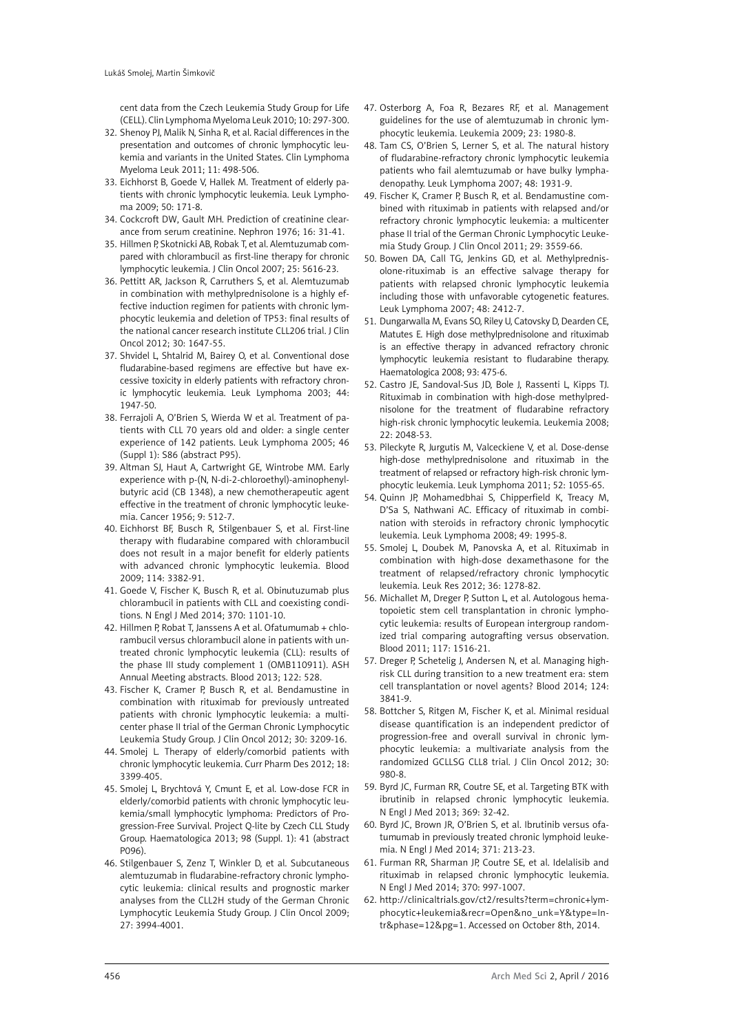cent data from the Czech Leukemia Study Group for Life (CELL). Clin Lymphoma Myeloma Leuk 2010; 10: 297-300.

32. Shenoy PJ, Malik N, Sinha R, et al. Racial differences in the presentation and outcomes of chronic lymphocytic leukemia and variants in the United States. Clin Lymphoma Myeloma Leuk 2011; 11: 498-506.
33. Eichhorst B, Goede V, Hallek M. Treatment of elderly patients with chronic lymphocytic leukemia. Leuk Lymphoma 2009; 50: 171-8.
34. Cockcroft DW, Gault MH. Prediction of creatinine clearance from serum creatinine. Nephron 1976; 16: 31-41.
35. Hillmen P, Skotnicki AB, Robak T, et al. Alemtuzumab compared with chlorambucil as first-line therapy for chronic lymphocytic leukemia. J Clin Oncol 2007; 25: 5616-23.
36. Pettitt AR, Jackson R, Carruthers S, et al. Alemtuzumab in combination with methylprednisolone is a highly effective induction regimen for patients with chronic lymphocytic leukemia and deletion of TP53: final results of the national cancer research institute CLL206 trial. J Clin Oncol 2012; 30: 1647-55.
37. Shvidel L, Shtalrid M, Bairey O, et al. Conventional dose fludarabine-based regimens are effective but have excessive toxicity in elderly patients with refractory chronic lymphocytic leukemia. Leuk Lymphoma 2003; 44: 1947-50.
38. Ferrajoli A, O'Brien S, Wierda W et al. Treatment of patients with CLL 70 years old and older: a single center experience of 142 patients. Leuk Lymphoma 2005; 46 (Suppl 1): S86 (abstract P95).
39. Altman SJ, Haut A, Cartwright GE, Wintrobe MM. Early experience with p-(N, N-di-2-chloroethyl)-aminophenylbutyric acid (CB 1348), a new chemotherapeutic agent effective in the treatment of chronic lymphocytic leukemia. Cancer 1956; 9: 512-7.
40. Eichhorst BF, Busch R, Stilgenbauer S, et al. First-line therapy with fludarabine compared with chlorambucil does not result in a major benefit for elderly patients with advanced chronic lymphocytic leukemia. Blood 2009; 114: 3382-91.
41. Goede V, Fischer K, Busch R, et al. Obinutuzumab plus chlorambucil in patients with CLL and coexisting conditions. N Engl J Med 2014; 370: 1101-10.
42. Hillmen P, Robat T, Janssens A et al. Ofatumumab + chlorambucil versus chlorambucil alone in patients with untreated chronic lymphocytic leukemia (CLL): results of the phase III study complement 1 (OMB110911). ASH Annual Meeting abstracts. Blood 2013; 122: 528.
43. Fischer K, Cramer P, Busch R, et al. Bendamustine in combination with rituximab for previously untreated patients with chronic lymphocytic leukemia: a multicenter phase II trial of the German Chronic Lymphocytic Leukemia Study Group. J Clin Oncol 2012; 30: 3209-16.
44. Smolej L. Therapy of elderly/comorbid patients with chronic lymphocytic leukemia. Curr Pharm Des 2012; 18: 3399-405.
45. Smolej L, Brychtová Y, Cmunt E, et al. Low-dose FCR in elderly/comorbid patients with chronic lymphocytic leukemia/small lymphocytic lymphoma: Predictors of Progression-Free Survival. Project Q-lite by Czech CLL Study Group. Haematologica 2013; 98 (Suppl. 1): 41 (abstract P096).
46. Stilgenbauer S, Zenz T, Winkler D, et al. Subcutaneous alemtuzumab in fludarabine-refractory chronic lymphocytic leukemia: clinical results and prognostic marker analyses from the CLL2H study of the German Chronic Lymphocytic Leukemia Study Group. J Clin Oncol 2009; 27: 3994-4001.
47. Osterborg A, Foa R, Bezares RF, et al. Management guidelines for the use of alemtuzumab in chronic lymphocytic leukemia. Leukemia 2009; 23: 1980-8.
48. Tam CS, O'Brien S, Lerner S, et al. The natural history of fludarabine-refractory chronic lymphocytic leukemia patients who fail alemtuzumab or have bulky lymphadenopathy. Leuk Lymphoma 2007; 48: 1931-9.
49. Fischer K, Cramer P, Busch R, et al. Bendamustine combined with rituximab in patients with relapsed and/or refractory chronic lymphocytic leukemia: a multicenter phase II trial of the German Chronic Lymphocytic Leukemia Study Group. J Clin Oncol 2011; 29: 3559-66.
50. Bowen DA, Call TG, Jenkins GD, et al. Methylprednisolone-rituximab is an effective salvage therapy for patients with relapsed chronic lymphocytic leukemia including those with unfavorable cytogenetic features. Leuk Lymphoma 2007; 48: 2412-7.
51. Dungarwalla M, Evans SO, Riley U, Catovsky D, Dearden CE, Matutes E. High dose methylprednisolone and rituximab is an effective therapy in advanced refractory chronic lymphocytic leukemia resistant to fludarabine therapy. Haematologica 2008; 93: 475-6.
52. Castro JE, Sandoval-Sus JD, Bole J, Rassenti L, Kipps TJ. Rituximab in combination with high-dose methylprednisolone for the treatment of fludarabine refractory high-risk chronic lymphocytic leukemia. Leukemia 2008; 22: 2048-53.
53. Pileckyte R, Jurgutis M, Valceckiene V, et al. Dose-dense high-dose methylprednisolone and rituximab in the treatment of relapsed or refractory high-risk chronic lymphocytic leukemia. Leuk Lymphoma 2011; 52: 1055-65.
54. Quinn JP, Mohamedbhai S, Chipperfield K, Treacy M, D'Sa S, Nathwani AC. Efficacy of rituximab in combination with steroids in refractory chronic lymphocytic leukemia. Leuk Lymphoma 2008; 49: 1995-8.
55. Smolej L, Doubek M, Panovska A, et al. Rituximab in combination with high-dose dexamethasone for the treatment of relapsed/refractory chronic lymphocytic leukemia. Leuk Res 2012; 36: 1278-82.
56. Michallet M, Dreger P, Sutton L, et al. Autologous hematopoietic stem cell transplantation in chronic lymphocytic leukemia: results of European intergroup randomized trial comparing autografting versus observation. Blood 2011; 117: 1516-21.
57. Dreger P, Schetelig J, Andersen N, et al. Managing high-risk CLL during transition to a new treatment era: stem cell transplantation or novel agents? Blood 2014; 124: 3841-9.
58. Bottcher S, Ritgen M, Fischer K, et al. Minimal residual disease quantification is an independent predictor of progression-free and overall survival in chronic lymphocytic leukemia: a multivariate analysis from the randomized GCLLSG CLL8 trial. J Clin Oncol 2012; 30: 980-8.
59. Byrd JC, Furman RR, Coutre SE, et al. Targeting BTK with ibrutinib in relapsed chronic lymphocytic leukemia. N Engl J Med 2013; 369: 32-42.
60. Byrd JC, Brown JR, O'Brien S, et al. Ibrutinib versus ofatumumab in previously treated chronic lymphoid leukemia. N Engl J Med 2014; 371: 213-23.
61. Furman RR, Sharman JP, Coutre SE, et al. Idelalisib and rituximab in relapsed chronic lymphocytic leukemia. N Engl J Med 2014; 370: 997-1007.
62. http://clinicaltrials.gov/ct2/results?term=chronic+lymphocytic+leukemia&recr=Open&no_unk=Y&type=Intr&phase=12&pg=1. Accessed on October 8th, 2014.